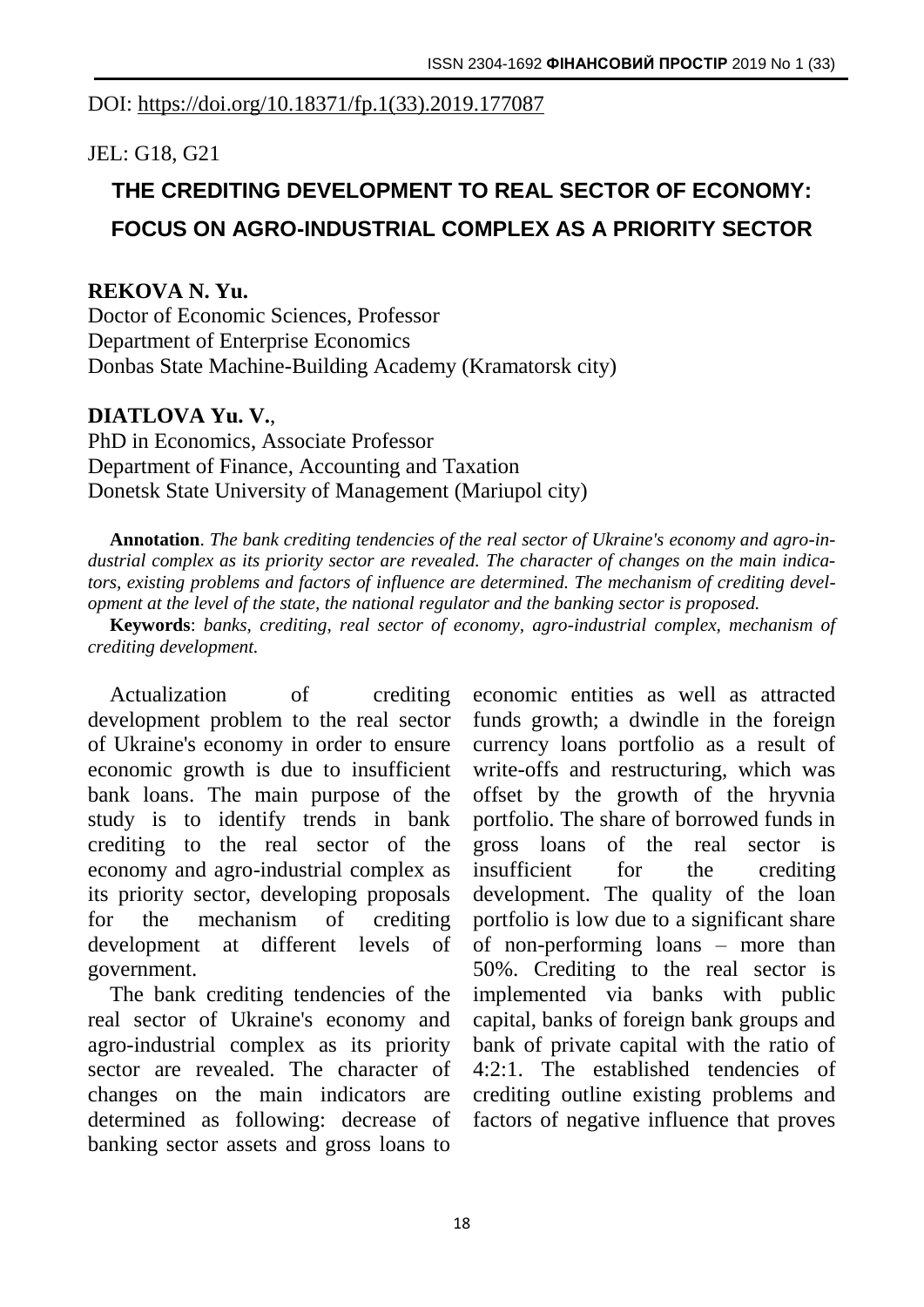DOI: https://doi.org/10.18371/fp.1(33).2019.177087

JEL: G18, G21

# THE CREDITING DEVELOPMENT TO REAL SECTOR OF ECONOMY: FOCUS ON AGRO-INDUSTRIAL COMPLEX AS A PRIORITY SECTOR

**REKOVA N. Yu.**
Doctor of Economic Sciences, Professor
Department of Enterprise Economics
Donbas State Machine-Building Academy (Kramatorsk city)

**DIATLOVA Yu. V.**,
PhD in Economics, Associate Professor
Department of Finance, Accounting and Taxation
Donetsk State University of Management (Mariupol city)

**Annotation**. *The bank crediting tendencies of the real sector of Ukraine's economy and agro-industrial complex as its priority sector are revealed. The character of changes on the main indicators, existing problems and factors of influence are determined. The mechanism of crediting development at the level of the state, the national regulator and the banking sector is proposed.*

**Keywords**: *banks, crediting, real sector of economy, agro-industrial complex, mechanism of crediting development.*

Actualization of crediting development problem to the real sector of Ukraine's economy in order to ensure economic growth is due to insufficient bank loans. The main purpose of the study is to identify trends in bank crediting to the real sector of the economy and agro-industrial complex as its priority sector, developing proposals for the mechanism of crediting development at different levels of government.

The bank crediting tendencies of the real sector of Ukraine's economy and agro-industrial complex as its priority sector are revealed. The character of changes on the main indicators are determined as following: decrease of banking sector assets and gross loans to economic entities as well as attracted funds growth; a dwindle in the foreign currency loans portfolio as a result of write-offs and restructuring, which was offset by the growth of the hryvnia portfolio. The share of borrowed funds in gross loans of the real sector is insufficient for the crediting development. The quality of the loan portfolio is low due to a significant share of non-performing loans – more than 50%. Crediting to the real sector is implemented via banks with public capital, banks of foreign bank groups and bank of private capital with the ratio of 4:2:1. The established tendencies of crediting outline existing problems and factors of negative influence that proves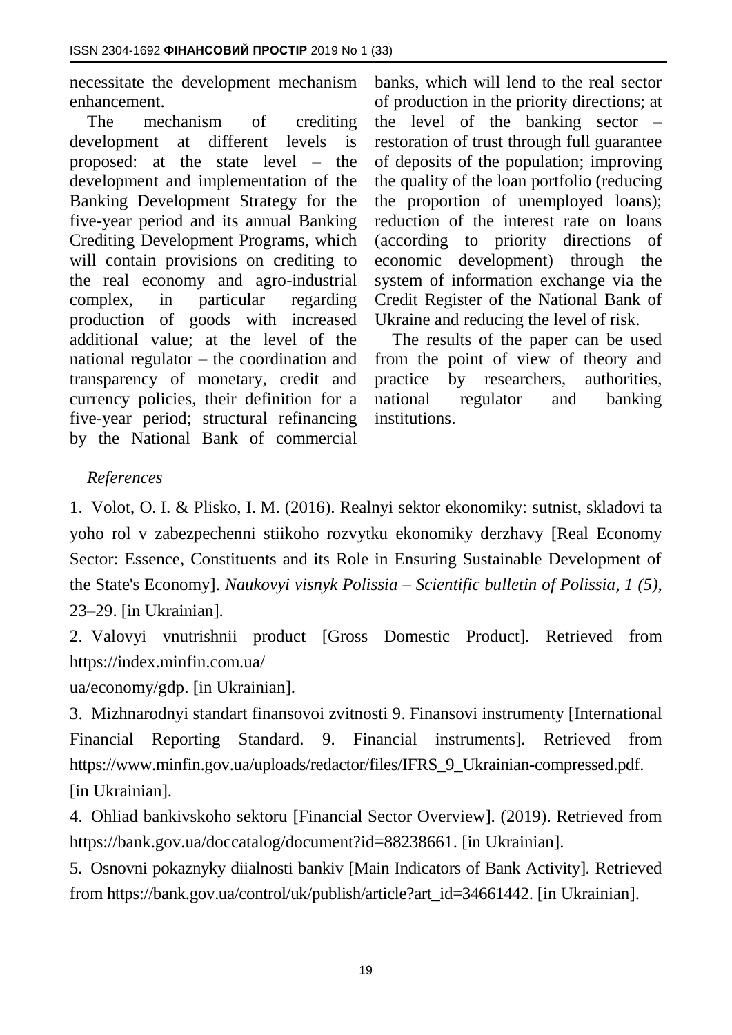necessitate the development mechanism enhancement.

The mechanism of crediting development at different levels is proposed: at the state level – the development and implementation of the Banking Development Strategy for the five-year period and its annual Banking Crediting Development Programs, which will contain provisions on crediting to the real economy and agro-industrial complex, in particular regarding production of goods with increased additional value; at the level of the national regulator – the coordination and transparency of monetary, credit and currency policies, their definition for a five-year period; structural refinancing by the National Bank of commercial banks, which will lend to the real sector of production in the priority directions; at the level of the banking sector – restoration of trust through full guarantee of deposits of the population; improving the quality of the loan portfolio (reducing the proportion of unemployed loans); reduction of the interest rate on loans (according to priority directions of economic development) through the system of information exchange via the Credit Register of the National Bank of Ukraine and reducing the level of risk.

The results of the paper can be used from the point of view of theory and practice by researchers, authorities, national regulator and banking institutions.

*References*

1. Volot, O. I. & Plisko, I. M. (2016). Realnyi sektor ekonomiky: sutnist, skladovi ta yoho rol v zabezpechenni stiikoho rozvytku ekonomiky derzhavy [Real Economy Sector: Essence, Constituents and its Role in Ensuring Sustainable Development of the State's Economy]. *Naukovyi visnyk Polissia – Scientific bulletin of Polissia, 1 (5),* 23–29. [in Ukrainian].

2. Valovyi vnutrishnii product [Gross Domestic Product]. Retrieved from https://index.minfin.com.ua/ua/economy/gdp. [in Ukrainian].

3. Mizhnarodnyi standart finansovoi zvitnosti 9. Finansovi instrumenty [International Financial Reporting Standard. 9. Financial instruments]. Retrieved from https://www.minfin.gov.ua/uploads/redactor/files/IFRS_9_Ukrainian-compressed.pdf. [in Ukrainian].

4. Ohliad bankivskoho sektoru [Financial Sector Overview]. (2019). Retrieved from https://bank.gov.ua/doccatalog/document?id=88238661. [in Ukrainian].

5. Osnovni pokaznyky diialnosti bankiv [Main Indicators of Bank Activity]. Retrieved from https://bank.gov.ua/control/uk/publish/article?art_id=34661442. [in Ukrainian].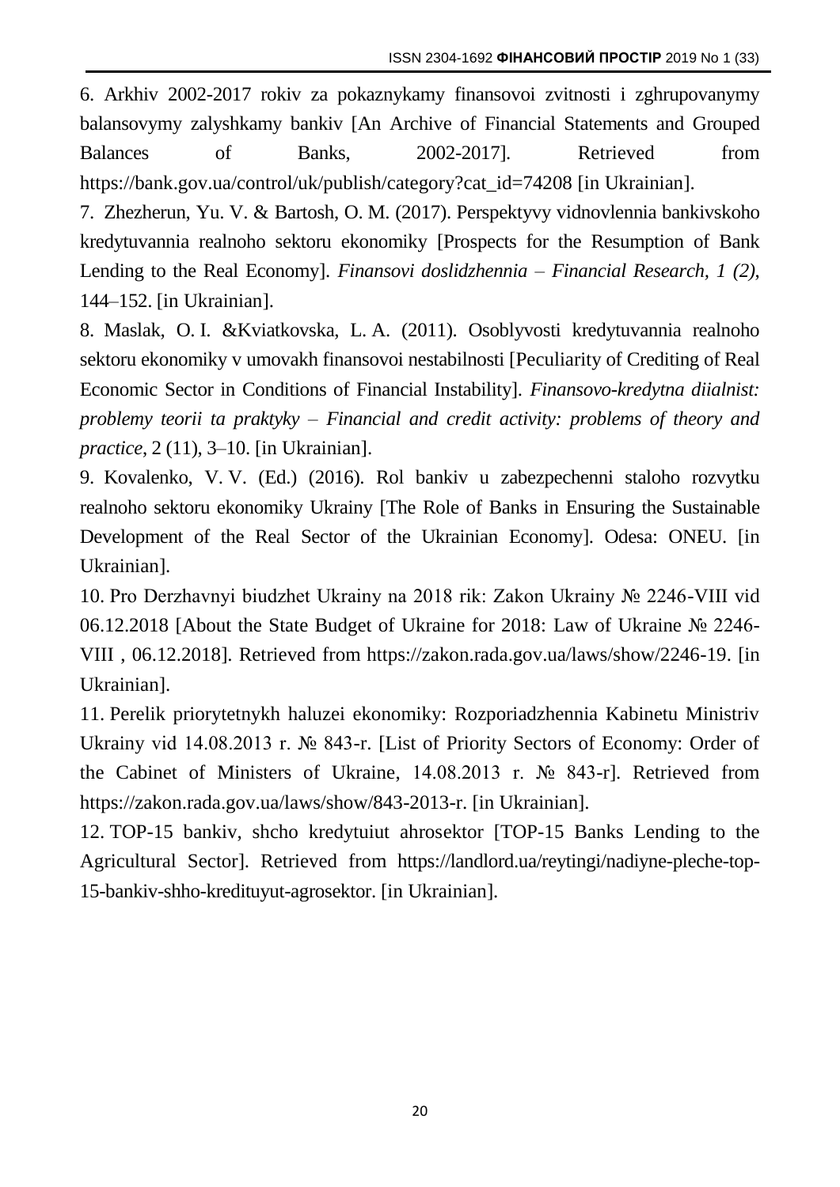6. Arkhiv 2002-2017 rokiv za pokaznykamy finansovoi zvitnosti i zghrupovanymy balansovymy zalyshkamy bankiv [An Archive of Financial Statements and Grouped Balances of Banks, 2002-2017]. Retrieved from https://bank.gov.ua/control/uk/publish/category?cat_id=74208 [in Ukrainian].

7. Zhezherun, Yu. V. & Bartosh, O. M. (2017). Perspektyvy vidnovlennia bankivskoho kredytuvannia realnoho sektoru ekonomiky [Prospects for the Resumption of Bank Lending to the Real Economy]. *Finansovi doslidzhennia – Financial Research, 1 (2),* 144–152. [in Ukrainian].

8. Maslak, O. I. &Kviatkovska, L. A. (2011). Osoblyvosti kredytuvannia realnoho sektoru ekonomiky v umovakh finansovoi nestabilnosti [Peculiarity of Crediting of Real Economic Sector in Conditions of Financial Instability]. *Finansovo-kredytna diialnist: problemy teorii ta praktyky – Financial and credit activity: problems of theory and practice*, 2 (11), 3–10. [in Ukrainian].

9. Kovalenko, V. V. (Ed.) (2016). Rol bankiv u zabezpechenni staloho rozvytku realnoho sektoru ekonomiky Ukrainy [The Role of Banks in Ensuring the Sustainable Development of the Real Sector of the Ukrainian Economy]. Odesa: ONEU. [in Ukrainian].

10. Pro Derzhavnyi biudzhet Ukrainy na 2018 rik: Zakon Ukrainy № 2246-VIII vid 06.12.2018 [About the State Budget of Ukraine for 2018: Law of Ukraine № 2246-VIII , 06.12.2018]. Retrieved from https://zakon.rada.gov.ua/laws/show/2246-19. [in Ukrainian].

11. Perelik priorytetnykh haluzei ekonomiky: Rozporiadzhennia Kabinetu Ministriv Ukrainy vid 14.08.2013 r. № 843-r. [List of Priority Sectors of Economy: Order of the Cabinet of Ministers of Ukraine, 14.08.2013 r. № 843-r]. Retrieved from https://zakon.rada.gov.ua/laws/show/843-2013-r. [in Ukrainian].

12. TOP-15 bankiv, shcho kredytuiut ahrosektor [TOP-15 Banks Lending to the Agricultural Sector]. Retrieved from https://landlord.ua/reytingi/nadiyne-pleche-top-15-bankiv-shho-kredituyut-agrosektor. [in Ukrainian].